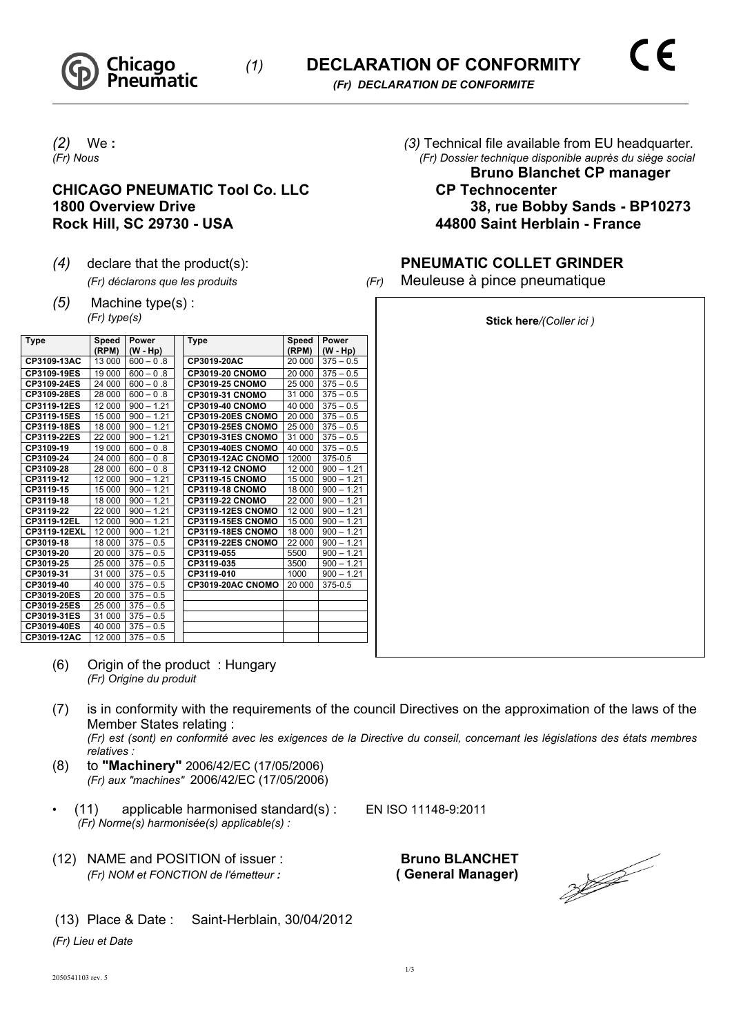Chicago Pneumatic

*(1)* **DECLARATION OF CONFORMITY**

***(Fr) DECLARATION DE CONFORMITE***

CE

*(2)* We **:**
*(Fr) Nous*

**CHICAGO PNEUMATIC Tool Co. LLC**
**1800 Overview Drive**
**Rock Hill, SC 29730 - USA**

*(3)* Technical file available from EU headquarter.
*(Fr) Dossier technique disponible auprès du siège social*

**Bruno Blanchet CP manager**
**CP Technocenter**
**38, rue Bobby Sands - BP10273**
**44800 Saint Herblain - France**

*(4)* declare that the product(s): **PNEUMATIC COLLET GRINDER**
*(Fr) déclarons que les produits* *(Fr)* Meuleuse à pince pneumatique

*(5)* Machine type(s) :
*(Fr) type(s)*

| Type | Speed (RPM) | Power (W - Hp) | Type | Speed (RPM) | Power (W - Hp) |
|---|---|---|---|---|---|
| **CP3109-13AC** | 13 000 | 600 – 0 .8 | **CP3019-20AC** | 20 000 | 375 – 0.5 |
| **CP3109-19ES** | 19 000 | 600 – 0 .8 | **CP3019-20 CNOMO** | 20 000 | 375 – 0.5 |
| **CP3109-24ES** | 24 000 | 600 – 0 .8 | **CP3019-25 CNOMO** | 25 000 | 375 – 0.5 |
| **CP3109-28ES** | 28 000 | 600 – 0 .8 | **CP3019-31 CNOMO** | 31 000 | 375 – 0.5 |
| **CP3119-12ES** | 12 000 | 900 – 1.21 | **CP3019-40 CNOMO** | 40 000 | 375 – 0.5 |
| **CP3119-15ES** | 15 000 | 900 – 1.21 | **CP3019-20ES CNOMO** | 20 000 | 375 – 0.5 |
| **CP3119-18ES** | 18 000 | 900 – 1.21 | **CP3019-25ES CNOMO** | 25 000 | 375 – 0.5 |
| **CP3119-22ES** | 22 000 | 900 – 1.21 | **CP3019-31ES CNOMO** | 31 000 | 375 – 0.5 |
| **CP3109-19** | 19 000 | 600 – 0 .8 | **CP3019-40ES CNOMO** | 40 000 | 375 – 0.5 |
| **CP3109-24** | 24 000 | 600 – 0 .8 | **CP3019-12AC CNOMO** | 12000 | 375-0.5 |
| **CP3109-28** | 28 000 | 600 – 0 .8 | **CP3119-12 CNOMO** | 12 000 | 900 – 1.21 |
| **CP3119-12** | 12 000 | 900 – 1.21 | **CP3119-15 CNOMO** | 15 000 | 900 – 1.21 |
| **CP3119-15** | 15 000 | 900 – 1.21 | **CP3119-18 CNOMO** | 18 000 | 900 – 1.21 |
| **CP3119-18** | 18 000 | 900 – 1.21 | **CP3119-22 CNOMO** | 22 000 | 900 – 1.21 |
| **CP3119-22** | 22 000 | 900 – 1.21 | **CP3119-12ES CNOMO** | 12 000 | 900 – 1.21 |
| **CP3119-12EL** | 12 000 | 900 – 1.21 | **CP3119-15ES CNOMO** | 15 000 | 900 – 1.21 |
| **CP3119-12EXL** | 12 000 | 900 – 1.21 | **CP3119-18ES CNOMO** | 18 000 | 900 – 1.21 |
| **CP3019-18** | 18 000 | 375 – 0.5 | **CP3119-22ES CNOMO** | 22 000 | 900 – 1.21 |
| **CP3019-20** | 20 000 | 375 – 0.5 | **CP3119-055** | 5500 | 900 – 1.21 |
| **CP3019-25** | 25 000 | 375 – 0.5 | **CP3119-035** | 3500 | 900 – 1.21 |
| **CP3019-31** | 31 000 | 375 – 0.5 | **CP3119-010** | 1000 | 900 – 1.21 |
| **CP3019-40** | 40 000 | 375 – 0.5 | **CP3019-20AC CNOMO** | 20 000 | 375-0.5 |
| **CP3019-20ES** | 20 000 | 375 – 0.5 | | | |
| **CP3019-25ES** | 25 000 | 375 – 0.5 | | | |
| **CP3019-31ES** | 31 000 | 375 – 0.5 | | | |
| **CP3019-40ES** | 40 000 | 375 – 0.5 | | | |
| **CP3019-12AC** | 12 000 | 375 – 0.5 | | | |

**Stick here***/(Coller ici )*

(6) Origin of the product : Hungary
*(Fr) Origine du produit*

(7) is in conformity with the requirements of the council Directives on the approximation of the laws of the Member States relating :
*(Fr) est (sont) en conformité avec les exigences de la Directive du conseil, concernant les législations des états membres relatives :*

(8) to **"Machinery"** 2006/42/EC (17/05/2006)
*(Fr) aux "machines"* 2006/42/EC (17/05/2006)

- (11) applicable harmonised standard(s) : EN ISO 11148-9:2011
*(Fr) Norme(s) harmonisée(s) applicable(s) :*

(12) NAME and POSITION of issuer : **Bruno BLANCHET**
*(Fr) NOM et FONCTION de l'émetteur* **:** **( General Manager)**

(13) Place & Date : Saint-Herblain, 30/04/2012
*(Fr) Lieu et Date*

2050541103 rev. 5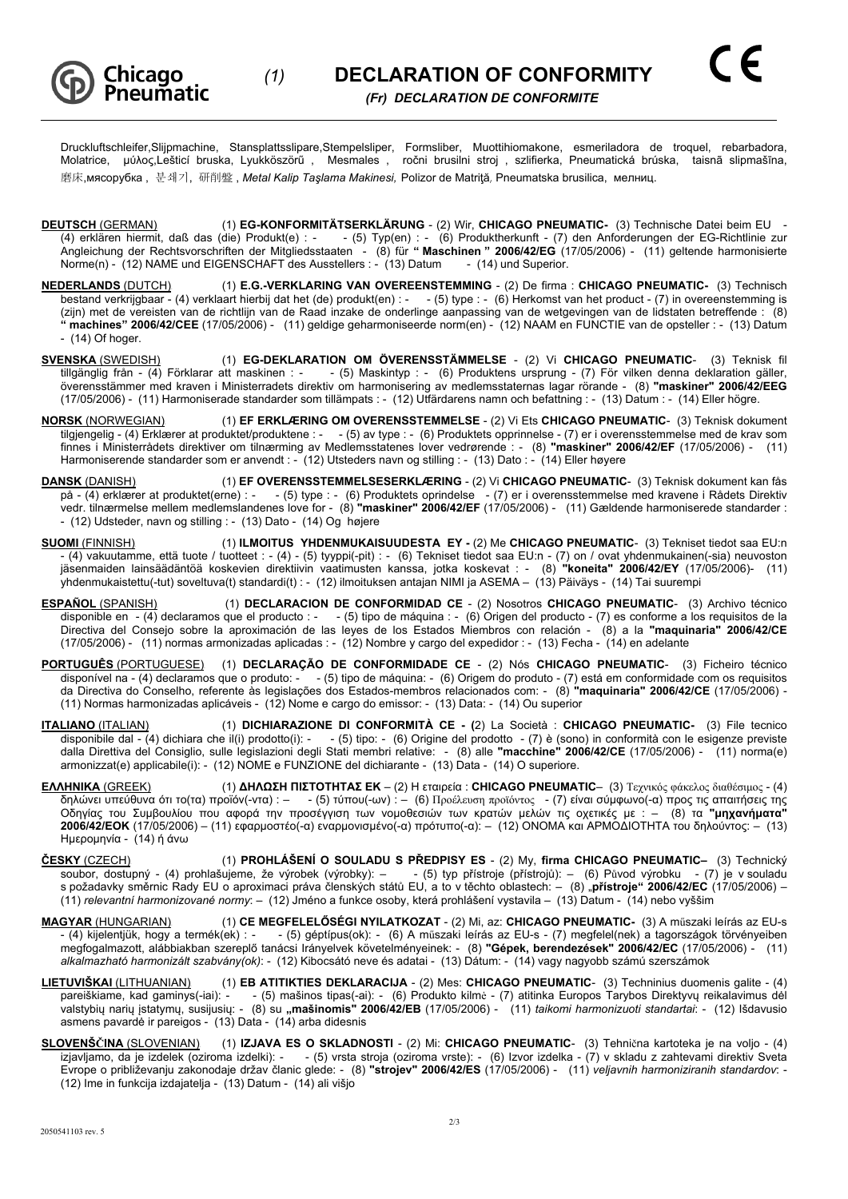Chicago Pneumatic

# (1) DECLARATION OF CONFORMITY

*(Fr) DECLARATION DE CONFORMITE*

CE

Druckluftschleifer,Slijpmachine, Stansplattsslipare,Stempelsliper, Formsliber, Muottihiomakone, esmeriladora de troquel, rebarbadora, Molatrice, μύλος,Leštící bruska, Lyukköszörű , Mesmales , ročni brusilni stroj , szlifierka, Pneumatická brúska, taisnā slīpmašīna, 磨床,мясорубка , 분쇄기, 研削盤 , *Metal Kalip Taşlama Makinesi,* Polizor de Matriţă*,* Pneumatska brusilica, мелниц.

**DEUTSCH** (GERMAN) (1) **EG-KONFORMITÄTSERKLÄRUNG** - (2) Wir, **CHICAGO PNEUMATIC-** (3) Technische Datei beim EU - (4) erklären hiermit, daß das (die) Produkt(e) : - - (5) Typ(en) : - (6) Produktherkunft - (7) den Anforderungen der EG-Richtlinie zur Angleichung der Rechtsvorschriften der Mitgliedsstaaten - (8) für **" Maschinen " 2006/42/EG** (17/05/2006) - (11) geltende harmonisierte Norme(n) - (12) NAME und EIGENSCHAFT des Ausstellers : - (13) Datum - (14) und Superior.

**NEDERLANDS** (DUTCH) (1) **E.G.-VERKLARING VAN OVEREENSTEMMING** - (2) De firma : **CHICAGO PNEUMATIC-** (3) Technisch bestand verkrijgbaar - (4) verklaart hierbij dat het (de) produkt(en) : - - (5) type : - (6) Herkomst van het product - (7) in overeenstemming is (zijn) met de vereisten van de richtlijn van de Raad inzake de onderlinge aanpassing van de wetgevingen van de lidstaten betreffende : (8) **" machines" 2006/42/CEE** (17/05/2006) - (11) geldige geharmoniseerde norm(en) - (12) NAAM en FUNCTIE van de opsteller : - (13) Datum - (14) Of hoger.

**SVENSKA** (SWEDISH) (1) **EG-DEKLARATION OM ÖVERENSSTÄMMELSE** - (2) Vi **CHICAGO PNEUMATIC**- (3) Teknisk fil tillgänglig från - (4) Förklarar att maskinen : - - (5) Maskintyp : - (6) Produktens ursprung - (7) För vilken denna deklaration gäller, överensstämmer med kraven i Ministerradets direktiv om harmonisering av medlemsstaternas lagar rörande - (8) **"maskiner" 2006/42/EEG** (17/05/2006) - (11) Harmoniserade standarder som tillämpats : - (12) Utfärdarens namn och befattning : - (13) Datum : - (14) Eller högre.

**NORSK** (NORWEGIAN) (1) **EF ERKLÆRING OM OVERENSSTEMMELSE** - (2) Vi Ets **CHICAGO PNEUMATIC**- (3) Teknisk dokument tilgjengelig - (4) Erklærer at produktet/produktene : - - (5) av type : - (6) Produktets opprinnelse - (7) er i overensstemmelse med de krav som finnes i Ministerrådets direktiver om tilnærming av Medlemsstatenes lover vedrørende : - (8) **"maskiner" 2006/42/EF** (17/05/2006) - (11) Harmoniserende standarder som er anvendt : - (12) Utsteders navn og stilling : - (13) Dato : - (14) Eller høyere

**DANSK** (DANISH) (1) **EF OVERENSSTEMMELSESERKLÆRING** - (2) Vi **CHICAGO PNEUMATIC**- (3) Teknisk dokument kan fås på - (4) erklærer at produktet(erne) : - - (5) type : - (6) Produktets oprindelse - (7) er i overensstemmelse med kravene i Rådets Direktiv vedr. tilnærmelse mellem medlemslandenes love for - (8) **"maskiner" 2006/42/EF** (17/05/2006) - (11) Gældende harmoniserede standarder : - (12) Udsteder, navn og stilling : - (13) Dato - (14) Og højere

**SUOMI** (FINNISH) (1) **ILMOITUS YHDENMUKAISUUDESTA EY -** (2) Me **CHICAGO PNEUMATIC**- (3) Tekniset tiedot saa EU:n - (4) vakuutamme, että tuote / tuotteet : - (4) - (5) tyyppi(-pit) : - (6) Tekniset tiedot saa EU:n - (7) on / ovat yhdenmukainen(-sia) neuvoston jäsenmaiden lainsäädäntöä koskevien direktiivin vaatimusten kanssa, jotka koskevat : - (8) **"koneita" 2006/42/EY** (17/05/2006)- (11) yhdenmukaistettu(-tut) soveltuva(t) standardi(t) : - (12) ilmoituksen antajan NIMI ja ASEMA – (13) Päiväys - (14) Tai suurempi

**ESPAÑOL** (SPANISH) (1) **DECLARACION DE CONFORMIDAD CE** - (2) Nosotros **CHICAGO PNEUMATIC**- (3) Archivo técnico disponible en - (4) declaramos que el producto : - - (5) tipo de máquina : - (6) Origen del producto - (7) es conforme a los requisitos de la Directiva del Consejo sobre la aproximación de las leyes de los Estados Miembros con relación - (8) a la **"maquinaria" 2006/42/CE** (17/05/2006) - (11) normas armonizadas aplicadas : - (12) Nombre y cargo del expedidor : - (13) Fecha - (14) en adelante

**PORTUGUÊS** (PORTUGUESE) (1) **DECLARAÇÃO DE CONFORMIDADE CE** - (2) Nós **CHICAGO PNEUMATIC**- (3) Ficheiro técnico disponível na - (4) declaramos que o produto: - - (5) tipo de máquina: - (6) Origem do produto - (7) está em conformidade com os requisitos da Directiva do Conselho, referente às legislações dos Estados-membros relacionados com: - (8) **"maquinaria" 2006/42/CE** (17/05/2006) - (11) Normas harmonizadas aplicáveis - (12) Nome e cargo do emissor: - (13) Data: - (14) Ou superior

**ITALIANO** (ITALIAN) (1) **DICHIARAZIONE DI CONFORMITÀ CE - (**2) La Società : **CHICAGO PNEUMATIC-** (3) File tecnico disponibile dal - (4) dichiara che il(i) prodotto(i): - - (5) tipo: - (6) Origine del prodotto - (7) è (sono) in conformità con le esigenze previste dalla Direttiva del Consiglio, sulle legislazioni degli Stati membri relative: - (8) alle **"macchine" 2006/42/CE** (17/05/2006) - (11) norma(e) armonizzat(e) applicabile(i): - (12) NOME e FUNZIONE del dichiarante - (13) Data - (14) O superiore.

**ΕΛΛΗΝΙΚΑ** (GREEK) (1) **ΔΗΛΩΣΗ ΠΙΣΤΟΤΗΤΑΣ ΕΚ** – (2) Η εταιρεία : **CHICAGO PNEUMATIC**– (3) Τεχνικός φάκελος διαθέσιμος - (4) δηλώνει υπεύθυνα ότι το(τα) προϊόν(-ντα) : – - (5) τύπου(-ων) : – (6) Προέλευση προϊόντος - (7) είναι σύμφωνο(-α) προς τις απαιτήσεις της Οδηγίας του Συμβουλίου που αφορά την προσέγγιση των νομοθεσιών των κρατών μελών τις σχετικές με : – (8) τα **"μηχανήματα" 2006/42/ΕΟΚ** (17/05/2006) – (11) εφαρμοστέο(-α) εναρμονισμένο(-α) πρότυπο(-α): – (12) ΟΝΟΜΑ και ΑΡΜΟΔΙΟΤΗΤΑ του δηλούντος: – (13) Ημερομηνία - (14) ή άνω

**ČESKY** (CZECH) (1) **PROHLÁŠENÍ O SOULADU S PŘEDPISY ES** - (2) My, **firma CHICAGO PNEUMATIC–** (3) Technický soubor, dostupný - (4) prohlašujeme, že výrobek (výrobky): – - (5) typ přístroje (přístrojů): – (6) Původ výrobku - (7) je v souladu s požadavky směrnic Rady EU o aproximaci práva členských států EU, a to v těchto oblastech: – (8) „**přístroje" 2006/42/EC** (17/05/2006) – (11) *relevantní harmonizované normy*: – (12) Jméno a funkce osoby, která prohlášení vystavila – (13) Datum - (14) nebo vyšším

**MAGYAR** (HUNGARIAN) (1) **CE MEGFELELŐSÉGI NYILATKOZAT** - (2) Mi, az: **CHICAGO PNEUMATIC-** (3) A műszaki leírás az EU-s - (4) kijelentjük, hogy a termék(ek) : - - (5) géptípus(ok): - (6) A műszaki leírás az EU-s - (7) megfelel(nek) a tagországok törvényeiben megfogalmazott, alábbiakban szereplő tanácsi Irányelvek követelményeinek: - (8) **"Gépek, berendezések" 2006/42/EC** (17/05/2006) - (11) *alkalmazható harmonizált szabvány(ok)*: - (12) Kibocsátó neve és adatai - (13) Dátum: - (14) vagy nagyobb számú szerszámok

**LIETUVIŠKAI** (LITHUANIAN) (1) **EB ATITIKTIES DEKLARACIJA** - (2) Mes: **CHICAGO PNEUMATIC**- (3) Techninius duomenis galite - (4) pareiškiame, kad gaminys(-iai): - - (5) mašinos tipas(-ai): - (6) Produkto kilmė - (7) atitinka Europos Tarybos Direktyvų reikalavimus dėl valstybių narių įstatymų, susijusių: - (8) su **„mašinomis" 2006/42/EB** (17/05/2006) - (11) *taikomi harmonizuoti standartai*: - (12) Išdavusio asmens pavardė ir pareigos - (13) Data - (14) arba didesnis

**SLOVENŠČINA** (SLOVENIAN) (1) **IZJAVA ES O SKLADNOSTI** - (2) Mi: **CHICAGO PNEUMATIC**- (3) Tehnična kartoteka je na voljo - (4) izjavljamo, da je izdelek (oziroma izdelki): - - (5) vrsta stroja (oziroma vrste): - (6) Izvor izdelka - (7) v skladu z zahtevami direktiv Sveta Evrope o približevanju zakonodaje držav članic glede: - (8) **"strojev" 2006/42/ES** (17/05/2006) - (11) *veljavnih harmoniziranih standardov*: - (12) Ime in funkcija izdajatelja - (13) Datum - (14) ali višjo

2050541103 rev. 5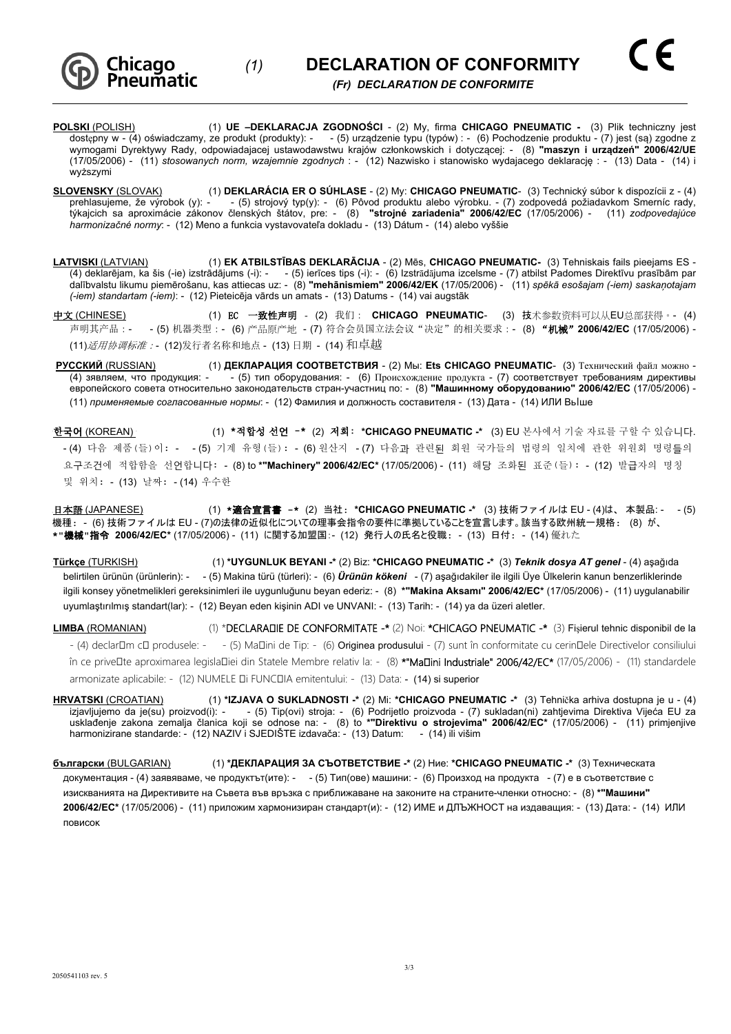Chicago Pneumatic

# (1) DECLARATION OF CONFORMITY

*(Fr) DECLARATION DE CONFORMITE*

CE

**POLSKI** (POLISH) (1) **UE –DEKLARACJA ZGODNOŚCI** - (2) My, firma **CHICAGO PNEUMATIC -** (3) Plik techniczny jest dostępny w - (4) oświadczamy, ze produkt (produkty): - - (5) urządzenie typu (typów) : - (6) Pochodzenie produktu - (7) jest (są) zgodne z wymogami Dyrektywy Rady, odpowiadajacej ustawodawstwu krajów członkowskich i dotyczącej: - (8) **"maszyn i urządzeń" 2006/42/UE** (17/05/2006) - (11) *stosowanych norm, wzajemnie zgodnych* : - (12) Nazwisko i stanowisko wydajacego deklarację : - (13) Data - (14) i wyższymi

**SLOVENSKY** (SLOVAK) (1) **DEKLARÁCIA ER O SÚHLASE** - (2) My: **CHICAGO PNEUMATIC**- (3) Technický súbor k dispozícii z - (4) prehlasujeme, že výrobok (y): - - (5) strojový typ(y): - (6) Pôvod produktu alebo výrobku. - (7) zodpovedá požiadavkom Smerníc rady, týkajcich sa aproximácie zákonov členských štátov, pre: - (8) **"strojné zariadenia" 2006/42/EC** (17/05/2006) - (11) *zodpovedajúce harmonizačné normy*: - (12) Meno a funkcia vystavovateľa dokladu - (13) Dátum - (14) alebo vyššie

**LATVISKI** (LATVIAN) (1) **EK ATBILSTĪBAS DEKLARĀCIJA** - (2) Mēs, **CHICAGO PNEUMATIC-** (3) Tehniskais fails pieejams ES - (4) deklarējam, ka šis (-ie) izstrādājums (-i): - - (5) ierīces tips (-i): - (6) Izstrādājuma izcelsme - (7) atbilst Padomes Direktīvu prasībām par dalībvalstu likumu piemērošanu, kas attiecas uz: - (8) **"mehānismiem" 2006/42/EK** (17/05/2006) - (11) *spēkā esošajam (-iem) saskaņotajam (-iem) standartam (-iem)*: - (12) Pieteicēja vārds un amats - (13) Datums - (14) vai augstāk

**中文** (CHINESE) (1) EC **一致性声明** - (2) 我们： **CHICAGO PNEUMATIC**- (3) 技术参数资料可以从EU总部获得。- (4) 声明其产品：- - (5) 机器类型：- (6) 产品原产地 - (7) 符合会员国立法会议"决定"的相关要求：- (8) **"机械" 2006/42/EC** (17/05/2006) - (11)*适用协调标准：*- (12)发行者名称和地点 - (13) 日期 - (14) 和卓越

**РУССКИЙ** (RUSSIAN) (1) **ДЕКЛАРАЦИЯ СООТВЕТСТВИЯ** - (2) Мы: **Ets CHICAGO PNEUMATIC**- (3) Технический файл можно - (4) заявляем, что продукция: - - (5) тип оборудования: - (6) Происхождение продукта - (7) соответствует требованиям директивы европейского совета относительно законодательств стран-участниц по: - (8) **"Машинному оборудованию" 2006/42/EC** (17/05/2006) - (11) *применяемые согласованные нормы*: - (12) Фамилия и должность составителя - (13) Дата - (14) ИЛИ ВЫше

**한국어** (KOREAN) (1) ***적합성 선언 -*** (2) **저희: *CHICAGO PNEUMATIC -*** (3) EU 본사에서 기술 자료를 구할 수 있습니다. - (4) 다음 제품(들)이: - - (5) 기계 유형(들): - (6) 원산지 - (7) 다음과 관련된 회원 국가들의 법령의 일치에 관한 위원회 명령들의 요구조건에 적합함을 선언합니다: - (8) to ***"Machinery" 2006/42/EC*** (17/05/2006) - (11) 해당 조화된 표준(들): - (12) 발급자의 명칭 및 위치: - (13) 날짜: - (14) 우수한

**日本語** (JAPANESE) (1) ***適合宣言書 -*** (2) 当社：***CHICAGO PNEUMATIC -*** (3) 技術ファイルは EU - (4)は、本製品: - - (5) 機種：- (6) 技術ファイルは EU - (7)の法律の近似化についての理事会指令の要件に準拠していることを宣言します。該当する欧州統一規格： (8) が、***"機械"指令 2006/42/EC*** (17/05/2006) - (11) に関する加盟国：- (12) 発行人の氏名と役職：- (13) 日付：- (14) 優れた

**Türkçe** (TURKISH) (1) ***UYGUNLUK BEYANI -*** (2) Biz: ***CHICAGO PNEUMATIC -*** (3) ***Teknik dosya AT genel*** - (4) aşağıda belirtilen ürünün (ürünlerin): - - (5) Makina türü (türleri): - (6) ***Ürünün kökeni*** - (7) aşağıdakiler ile ilgili Üye Ülkelerin kanun benzerliklerinde ilgili konsey yönetmelikleri gereksinimleri ile uygunluğunu beyan ederiz: - (8) ***"Makina Aksamı" 2006/42/EC*** (17/05/2006) - (11) uygulanabilir uyumlaştırılmış standart(lar): - (12) Beyan eden kişinin ADI ve UNVANI: - (13) Tarih: - (14) ya da üzeri aletler.

**LIMBA** (ROMANIAN) (1) ***DECLARA□IE DE CONFORMITATE -*** (2) Noi: ***CHICAGO PNEUMATIC -*** (3) Fişierul tehnic disponibil de la - (4) declar□m c□ produsele: - - (5) Ma□ini de Tip: - (6) **Originea produsului** - (7) sunt în conformitate cu cerin□ele Directivelor consiliului în ce prive□te aproximarea legisla□iei din Statele Membre relativ la: - (8) ***"Ma□ini Industriale" 2006/42/EC*** (17/05/2006) - (11) standardele armonizate aplicabile: - (12) NUMELE □i FUNC□IA emitentului: - (13) Data: - **(14) si superior**

**HRVATSKI** (CROATIAN) (1) ***IZJAVA O SUKLADNOSTI -*** (2) Mi: ***CHICAGO PNEUMATIC -*** (3) Tehnička arhiva dostupna je u - (4) izjavljujemo da je(su) proizvod(i): - - (5) Tip(ovi) stroja: - (6) Podrijetlo proizvoda - (7) sukladan(ni) zahtjevima Direktiva Vijeća EU za usklađenje zakona zemalja članica koji se odnose na: - (8) to ***"Direktivu o strojevima" 2006/42/EC*** (17/05/2006) - (11) primjenjive harmonizirane standarde: - (12) NAZIV i SJEDIŠTE izdavača: - (13) Datum: - (14) ili višim

**български** (BULGARIAN) (1) ***ДЕКЛАРАЦИЯ ЗА СЪОТВЕТСТВИЕ -*** (2) Ние: ***CHICAGO PNEUMATIC -*** (3) Техническата документация - (4) заявяваме, че продуктът(ите): - - (5) Тип(ове) машини: - (6) Произход на продукта - (7) е в съответствие с изискванията на Директивите на Съвета във връзка с приближаване на законите на страните-членки относно: - (8) ***"Машини" 2006/42/EC*** (17/05/2006) - (11) приложим хармонизиран стандарт(и): - (12) ИМЕ и ДЛЪЖНОСТ на издаващия: - (13) Дата: - (14) ИЛИ повисок

2050541103 rev. 5